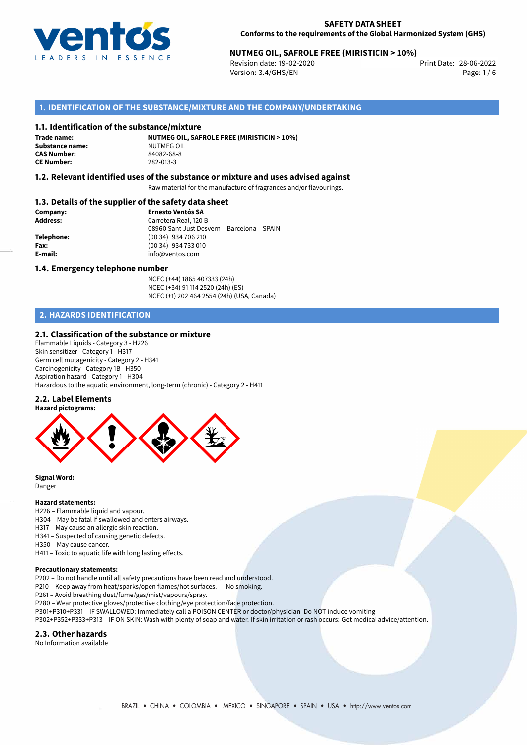**SAFETY DATA SHEET**
**Conforms to the requirements of the Global Harmonized System (GHS)**

**NUTMEG OIL, SAFROLE FREE (MIRISTICIN > 10%)**
Revision date: 19-02-2020
Version: 3.4/GHS/EN
Print Date: 28-06-2022

## 1. IDENTIFICATION OF THE SUBSTANCE/MIXTURE AND THE COMPANY/UNDERTAKING

### 1.1. Identification of the substance/mixture

**Trade name:** **NUTMEG OIL, SAFROLE FREE (MIRISTICIN > 10%)**
**Substance name:** NUTMEG OIL
**CAS Number:** 84082-68-8
**CE Number:** 282-013-3

### 1.2. Relevant identified uses of the substance or mixture and uses advised against

Raw material for the manufacture of fragrances and/or flavourings.

### 1.3. Details of the supplier of the safety data sheet

**Company:** **Ernesto Ventós SA**
**Address:** Carretera Real, 120 B
08960 Sant Just Desvern – Barcelona – SPAIN
**Telephone:** (00 34) 934 706 210
**Fax:** (00 34) 934 733 010
**E-mail:** info@ventos.com

### 1.4. Emergency telephone number

NCEC (+44) 1865 407333 (24h)
NCEC (+34) 91 114 2520 (24h) (ES)
NCEC (+1) 202 464 2554 (24h) (USA, Canada)

## 2. HAZARDS IDENTIFICATION

### 2.1. Classification of the substance or mixture

Flammable Liquids - Category 3 - H226
Skin sensitizer - Category 1 - H317
Germ cell mutagenicity - Category 2 - H341
Carcinogenicity - Category 1B - H350
Aspiration hazard - Category 1 - H304
Hazardous to the aquatic environment, long-term (chronic) - Category 2 - H411

### 2.2. Label Elements

**Hazard pictograms:**

**Signal Word:**
Danger

**Hazard statements:**
H226 – Flammable liquid and vapour.
H304 – May be fatal if swallowed and enters airways.
H317 – May cause an allergic skin reaction.
H341 – Suspected of causing genetic defects.
H350 – May cause cancer.
H411 – Toxic to aquatic life with long lasting effects.

**Precautionary statements:**
P202 – Do not handle until all safety precautions have been read and understood.
P210 – Keep away from heat/sparks/open flames/hot surfaces. — No smoking.
P261 – Avoid breathing dust/fume/gas/mist/vapours/spray.
P280 – Wear protective gloves/protective clothing/eye protection/face protection.
P301+P310+P331 – IF SWALLOWED: Immediately call a POISON CENTER or doctor/physician. Do NOT induce vomiting.
P302+P352+P333+P313 – IF ON SKIN: Wash with plenty of soap and water. If skin irritation or rash occurs: Get medical advice/attention.

### 2.3. Other hazards

No Information available

BRAZIL • CHINA • COLOMBIA • MEXICO • SINGAPORE • SPAIN • USA • http://www.ventos.com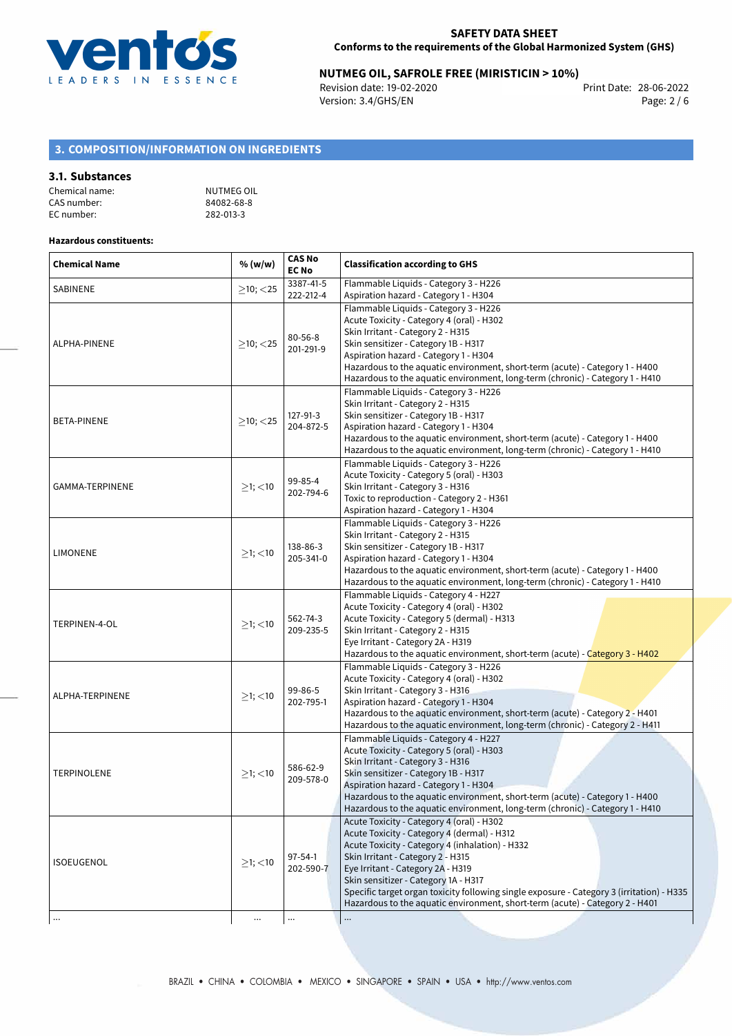## 3. COMPOSITION/INFORMATION ON INGREDIENTS

### 3.1. Substances

Chemical name: NUTMEG OIL
CAS number: 84082-68-8
EC number: 282-013-3

**Hazardous constituents:**

| Chemical Name | % (w/w) | CAS No EC No | Classification according to GHS |
|---|---|---|---|
| SABINENE | ≥10; <25 | 3387-41-5 222-212-4 | Flammable Liquids - Category 3 - H226<br>Aspiration hazard - Category 1 - H304 |
| ALPHA-PINENE | ≥10; <25 | 80-56-8 201-291-9 | Flammable Liquids - Category 3 - H226<br>Acute Toxicity - Category 4 (oral) - H302<br>Skin Irritant - Category 2 - H315<br>Skin sensitizer - Category 1B - H317<br>Aspiration hazard - Category 1 - H304<br>Hazardous to the aquatic environment, short-term (acute) - Category 1 - H400<br>Hazardous to the aquatic environment, long-term (chronic) - Category 1 - H410 |
| BETA-PINENE | ≥10; <25 | 127-91-3 204-872-5 | Flammable Liquids - Category 3 - H226<br>Skin Irritant - Category 2 - H315<br>Skin sensitizer - Category 1B - H317<br>Aspiration hazard - Category 1 - H304<br>Hazardous to the aquatic environment, short-term (acute) - Category 1 - H400<br>Hazardous to the aquatic environment, long-term (chronic) - Category 1 - H410 |
| GAMMA-TERPINENE | ≥1; <10 | 99-85-4 202-794-6 | Flammable Liquids - Category 3 - H226<br>Acute Toxicity - Category 5 (oral) - H303<br>Skin Irritant - Category 3 - H316<br>Toxic to reproduction - Category 2 - H361<br>Aspiration hazard - Category 1 - H304 |
| LIMONENE | ≥1; <10 | 138-86-3 205-341-0 | Flammable Liquids - Category 3 - H226<br>Skin Irritant - Category 2 - H315<br>Skin sensitizer - Category 1B - H317<br>Aspiration hazard - Category 1 - H304<br>Hazardous to the aquatic environment, short-term (acute) - Category 1 - H400<br>Hazardous to the aquatic environment, long-term (chronic) - Category 1 - H410 |
| TERPINEN-4-OL | ≥1; <10 | 562-74-3 209-235-5 | Flammable Liquids - Category 4 - H227<br>Acute Toxicity - Category 4 (oral) - H302<br>Acute Toxicity - Category 5 (dermal) - H313<br>Skin Irritant - Category 2 - H315<br>Eye Irritant - Category 2A - H319<br>Hazardous to the aquatic environment, short-term (acute) - Category 3 - H402 |
| ALPHA-TERPINENE | ≥1; <10 | 99-86-5 202-795-1 | Flammable Liquids - Category 3 - H226<br>Acute Toxicity - Category 4 (oral) - H302<br>Skin Irritant - Category 3 - H316<br>Aspiration hazard - Category 1 - H304<br>Hazardous to the aquatic environment, short-term (acute) - Category 2 - H401<br>Hazardous to the aquatic environment, long-term (chronic) - Category 2 - H411 |
| TERPINOLENE | ≥1; <10 | 586-62-9 209-578-0 | Flammable Liquids - Category 4 - H227<br>Acute Toxicity - Category 5 (oral) - H303<br>Skin Irritant - Category 3 - H316<br>Skin sensitizer - Category 1B - H317<br>Aspiration hazard - Category 1 - H304<br>Hazardous to the aquatic environment, short-term (acute) - Category 1 - H400<br>Hazardous to the aquatic environment, long-term (chronic) - Category 1 - H410 |
| ISOEUGENOL | ≥1; <10 | 97-54-1 202-590-7 | Acute Toxicity - Category 4 (oral) - H302<br>Acute Toxicity - Category 4 (dermal) - H312<br>Acute Toxicity - Category 4 (inhalation) - H332<br>Skin Irritant - Category 2 - H315<br>Eye Irritant - Category 2A - H319<br>Skin sensitizer - Category 1A - H317<br>Specific target organ toxicity following single exposure - Category 3 (irritation) - H335<br>Hazardous to the aquatic environment, short-term (acute) - Category 2 - H401 |
| ... | ... | ... | ... |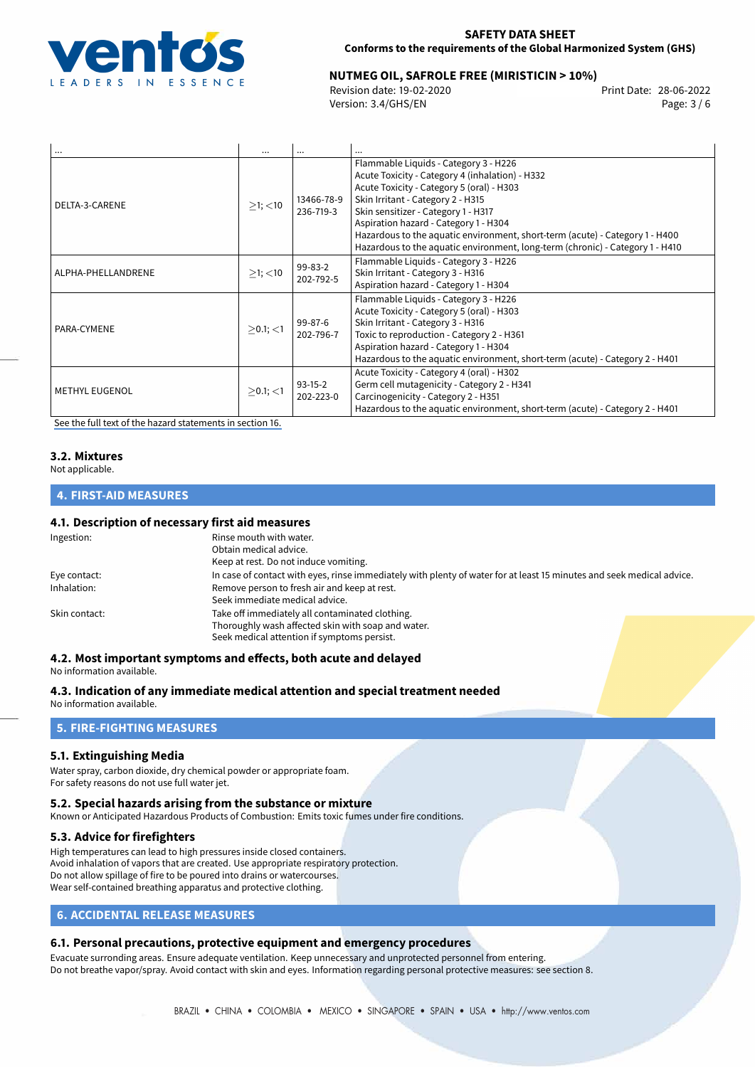| ... | ... | ... | ... |
|---|---|---|---|
| DELTA-3-CARENE | ≥1; <10 | 13466-78-9<br>236-719-3 | Flammable Liquids - Category 3 - H226<br>Acute Toxicity - Category 4 (inhalation) - H332<br>Acute Toxicity - Category 5 (oral) - H303<br>Skin Irritant - Category 2 - H315<br>Skin sensitizer - Category 1 - H317<br>Aspiration hazard - Category 1 - H304<br>Hazardous to the aquatic environment, short-term (acute) - Category 1 - H400<br>Hazardous to the aquatic environment, long-term (chronic) - Category 1 - H410 |
| ALPHA-PHELLANDRENE | ≥1; <10 | 99-83-2<br>202-792-5 | Flammable Liquids - Category 3 - H226<br>Skin Irritant - Category 3 - H316<br>Aspiration hazard - Category 1 - H304 |
| PARA-CYMENE | ≥0.1; <1 | 99-87-6<br>202-796-7 | Flammable Liquids - Category 3 - H226<br>Acute Toxicity - Category 5 (oral) - H303<br>Skin Irritant - Category 3 - H316<br>Toxic to reproduction - Category 2 - H361<br>Aspiration hazard - Category 1 - H304<br>Hazardous to the aquatic environment, short-term (acute) - Category 2 - H401 |
| METHYL EUGENOL | ≥0.1; <1 | 93-15-2<br>202-223-0 | Acute Toxicity - Category 4 (oral) - H302<br>Germ cell mutagenicity - Category 2 - H341<br>Carcinogenicity - Category 2 - H351<br>Hazardous to the aquatic environment, short-term (acute) - Category 2 - H401 |

See the full text of the hazard statements in section 16.

### 3.2. Mixtures

Not applicable.

## 4. FIRST-AID MEASURES

### 4.1. Description of necessary first aid measures

Ingestion: Rinse mouth with water.
Obtain medical advice.
Keep at rest. Do not induce vomiting.

Eye contact: In case of contact with eyes, rinse immediately with plenty of water for at least 15 minutes and seek medical advice.

Inhalation: Remove person to fresh air and keep at rest.
Seek immediate medical advice.

Skin contact: Take off immediately all contaminated clothing.
Thoroughly wash affected skin with soap and water.
Seek medical attention if symptoms persist.

### 4.2. Most important symptoms and effects, both acute and delayed

No information available.

### 4.3. Indication of any immediate medical attention and special treatment needed

No information available.

## 5. FIRE-FIGHTING MEASURES

### 5.1. Extinguishing Media

Water spray, carbon dioxide, dry chemical powder or appropriate foam.
For safety reasons do not use full water jet.

### 5.2. Special hazards arising from the substance or mixture

Known or Anticipated Hazardous Products of Combustion: Emits toxic fumes under fire conditions.

### 5.3. Advice for firefighters

High temperatures can lead to high pressures inside closed containers.
Avoid inhalation of vapors that are created. Use appropriate respiratory protection.
Do not allow spillage of fire to be poured into drains or watercourses.
Wear self-contained breathing apparatus and protective clothing.

## 6. ACCIDENTAL RELEASE MEASURES

### 6.1. Personal precautions, protective equipment and emergency procedures

Evacuate surrounding areas. Ensure adequate ventilation. Keep unnecessary and unprotected personnel from entering.
Do not breathe vapor/spray. Avoid contact with skin and eyes. Information regarding personal protective measures: see section 8.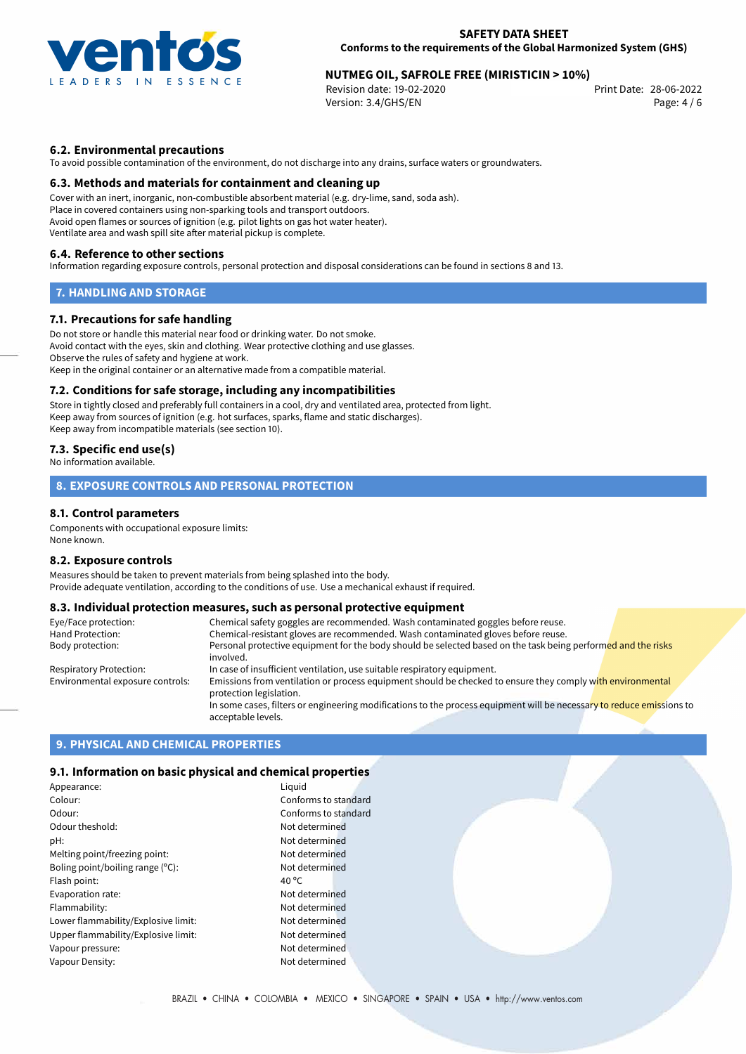## 6.2. Environmental precautions

To avoid possible contamination of the environment, do not discharge into any drains, surface waters or groundwaters.

## 6.3. Methods and materials for containment and cleaning up

Cover with an inert, inorganic, non-combustible absorbent material (e.g. dry-lime, sand, soda ash).
Place in covered containers using non-sparking tools and transport outdoors.
Avoid open flames or sources of ignition (e.g. pilot lights on gas hot water heater).
Ventilate area and wash spill site after material pickup is complete.

## 6.4. Reference to other sections

Information regarding exposure controls, personal protection and disposal considerations can be found in sections 8 and 13.

# 7. HANDLING AND STORAGE

## 7.1. Precautions for safe handling

Do not store or handle this material near food or drinking water. Do not smoke.
Avoid contact with the eyes, skin and clothing. Wear protective clothing and use glasses.
Observe the rules of safety and hygiene at work.
Keep in the original container or an alternative made from a compatible material.

## 7.2. Conditions for safe storage, including any incompatibilities

Store in tightly closed and preferably full containers in a cool, dry and ventilated area, protected from light.
Keep away from sources of ignition (e.g. hot surfaces, sparks, flame and static discharges).
Keep away from incompatible materials (see section 10).

## 7.3. Specific end use(s)

No information available.

# 8. EXPOSURE CONTROLS AND PERSONAL PROTECTION

## 8.1. Control parameters

Components with occupational exposure limits:
None known.

## 8.2. Exposure controls

Measures should be taken to prevent materials from being splashed into the body.
Provide adequate ventilation, according to the conditions of use. Use a mechanical exhaust if required.

## 8.3. Individual protection measures, such as personal protective equipment

| | |
|---|---|
| Eye/Face protection: | Chemical safety goggles are recommended. Wash contaminated goggles before reuse. |
| Hand Protection: | Chemical-resistant gloves are recommended. Wash contaminated gloves before reuse. |
| Body protection: | Personal protective equipment for the body should be selected based on the task being performed and the risks involved. |
| Respiratory Protection: | In case of insufficient ventilation, use suitable respiratory equipment. |
| Environmental exposure controls: | Emissions from ventilation or process equipment should be checked to ensure they comply with environmental protection legislation. In some cases, filters or engineering modifications to the process equipment will be necessary to reduce emissions to acceptable levels. |

# 9. PHYSICAL AND CHEMICAL PROPERTIES

## 9.1. Information on basic physical and chemical properties

| | |
|---|---|
| Appearance: | Liquid |
| Colour: | Conforms to standard |
| Odour: | Conforms to standard |
| Odour theshold: | Not determined |
| pH: | Not determined |
| Melting point/freezing point: | Not determined |
| Boling point/boiling range (°C): | Not determined |
| Flash point: | 40 °C |
| Evaporation rate: | Not determined |
| Flammability: | Not determined |
| Lower flammability/Explosive limit: | Not determined |
| Upper flammability/Explosive limit: | Not determined |
| Vapour pressure: | Not determined |
| Vapour Density: | Not determined |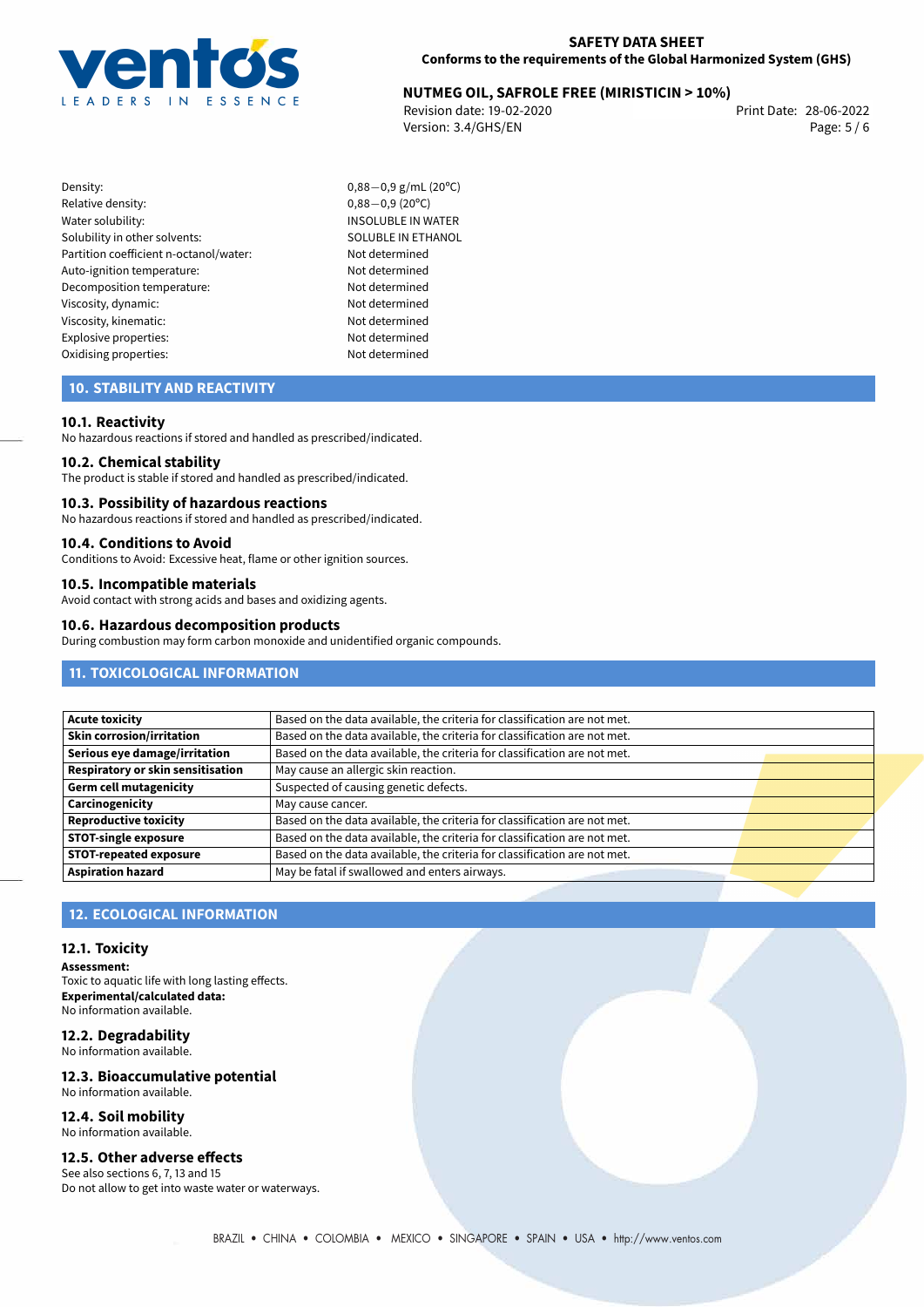| | |
|---|---|
| Density: | 0,88—0,9 g/mL (20°C) |
| Relative density: | 0,88—0,9 (20°C) |
| Water solubility: | INSOLUBLE IN WATER |
| Solubility in other solvents: | SOLUBLE IN ETHANOL |
| Partition coefficient n-octanol/water: | Not determined |
| Auto-ignition temperature: | Not determined |
| Decomposition temperature: | Not determined |
| Viscosity, dynamic: | Not determined |
| Viscosity, kinematic: | Not determined |
| Explosive properties: | Not determined |
| Oxidising properties: | Not determined |

## 10. STABILITY AND REACTIVITY

### 10.1. Reactivity
No hazardous reactions if stored and handled as prescribed/indicated.

### 10.2. Chemical stability
The product is stable if stored and handled as prescribed/indicated.

### 10.3. Possibility of hazardous reactions
No hazardous reactions if stored and handled as prescribed/indicated.

### 10.4. Conditions to Avoid
Conditions to Avoid: Excessive heat, flame or other ignition sources.

### 10.5. Incompatible materials
Avoid contact with strong acids and bases and oxidizing agents.

### 10.6. Hazardous decomposition products
During combustion may form carbon monoxide and unidentified organic compounds.

## 11. TOXICOLOGICAL INFORMATION

| | |
|---|---|
| **Acute toxicity** | Based on the data available, the criteria for classification are not met. |
| **Skin corrosion/irritation** | Based on the data available, the criteria for classification are not met. |
| **Serious eye damage/irritation** | Based on the data available, the criteria for classification are not met. |
| **Respiratory or skin sensitisation** | May cause an allergic skin reaction. |
| **Germ cell mutagenicity** | Suspected of causing genetic defects. |
| **Carcinogenicity** | May cause cancer. |
| **Reproductive toxicity** | Based on the data available, the criteria for classification are not met. |
| **STOT-single exposure** | Based on the data available, the criteria for classification are not met. |
| **STOT-repeated exposure** | Based on the data available, the criteria for classification are not met. |
| **Aspiration hazard** | May be fatal if swallowed and enters airways. |

## 12. ECOLOGICAL INFORMATION

### 12.1. Toxicity
**Assessment:**
Toxic to aquatic life with long lasting effects.
**Experimental/calculated data:**
No information available.

### 12.2. Degradability
No information available.

### 12.3. Bioaccumulative potential
No information available.

### 12.4. Soil mobility
No information available.

### 12.5. Other adverse effects
See also sections 6, 7, 13 and 15
Do not allow to get into waste water or waterways.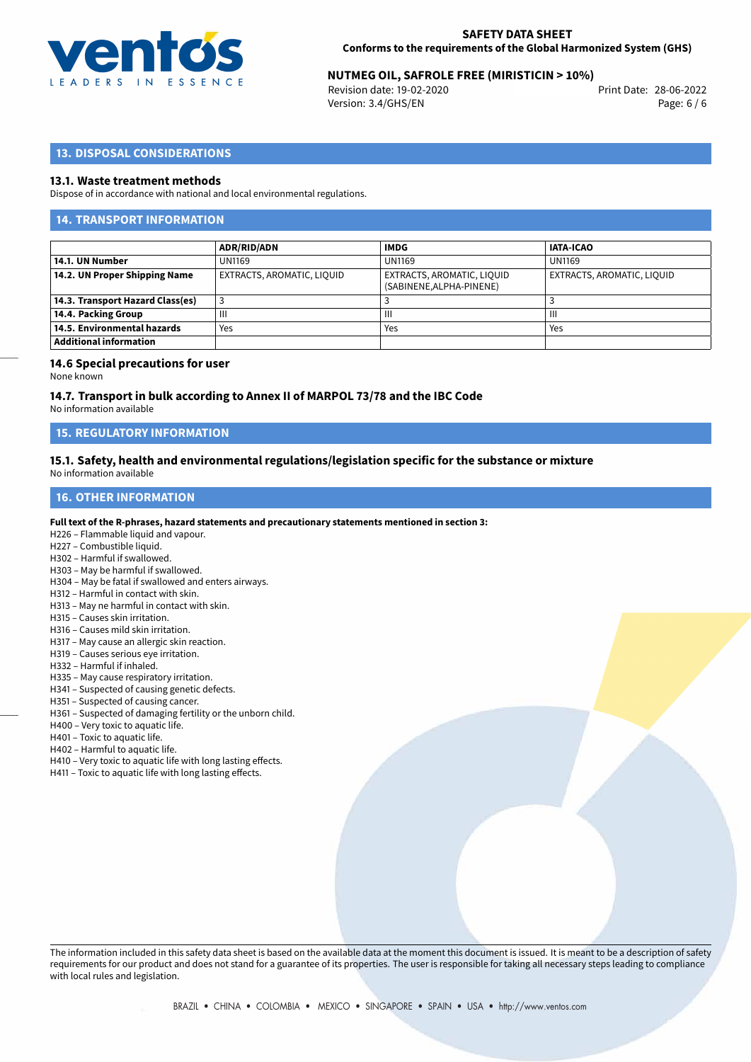## 13. DISPOSAL CONSIDERATIONS

### 13.1. Waste treatment methods

Dispose of in accordance with national and local environmental regulations.

## 14. TRANSPORT INFORMATION

| | ADR/RID/ADN | IMDG | IATA-ICAO |
|---|---|---|---|
| **14.1. UN Number** | UN1169 | UN1169 | UN1169 |
| **14.2. UN Proper Shipping Name** | EXTRACTS, AROMATIC, LIQUID | EXTRACTS, AROMATIC, LIQUID (SABINENE,ALPHA-PINENE) | EXTRACTS, AROMATIC, LIQUID |
| **14.3. Transport Hazard Class(es)** | 3 | 3 | 3 |
| **14.4. Packing Group** | III | III | III |
| **14.5. Environmental hazards** | Yes | Yes | Yes |
| **Additional information** | | | |

### 14.6 Special precautions for user

None known

### 14.7. Transport in bulk according to Annex II of MARPOL 73/78 and the IBC Code

No information available

## 15. REGULATORY INFORMATION

### 15.1. Safety, health and environmental regulations/legislation specific for the substance or mixture

No information available

## 16. OTHER INFORMATION

**Full text of the R-phrases, hazard statements and precautionary statements mentioned in section 3:**

H226 – Flammable liquid and vapour.
H227 – Combustible liquid.
H302 – Harmful if swallowed.
H303 – May be harmful if swallowed.
H304 – May be fatal if swallowed and enters airways.
H312 – Harmful in contact with skin.
H313 – May ne harmful in contact with skin.
H315 – Causes skin irritation.
H316 – Causes mild skin irritation.
H317 – May cause an allergic skin reaction.
H319 – Causes serious eye irritation.
H332 – Harmful if inhaled.
H335 – May cause respiratory irritation.
H341 – Suspected of causing genetic defects.
H351 – Suspected of causing cancer.
H361 – Suspected of damaging fertility or the unborn child.
H400 – Very toxic to aquatic life.
H401 – Toxic to aquatic life.
H402 – Harmful to aquatic life.
H410 – Very toxic to aquatic life with long lasting effects.
H411 – Toxic to aquatic life with long lasting effects.

The information included in this safety data sheet is based on the available data at the moment this document is issued. It is meant to be a description of safety requirements for our product and does not stand for a guarantee of its properties. The user is responsible for taking all necessary steps leading to compliance with local rules and legislation.